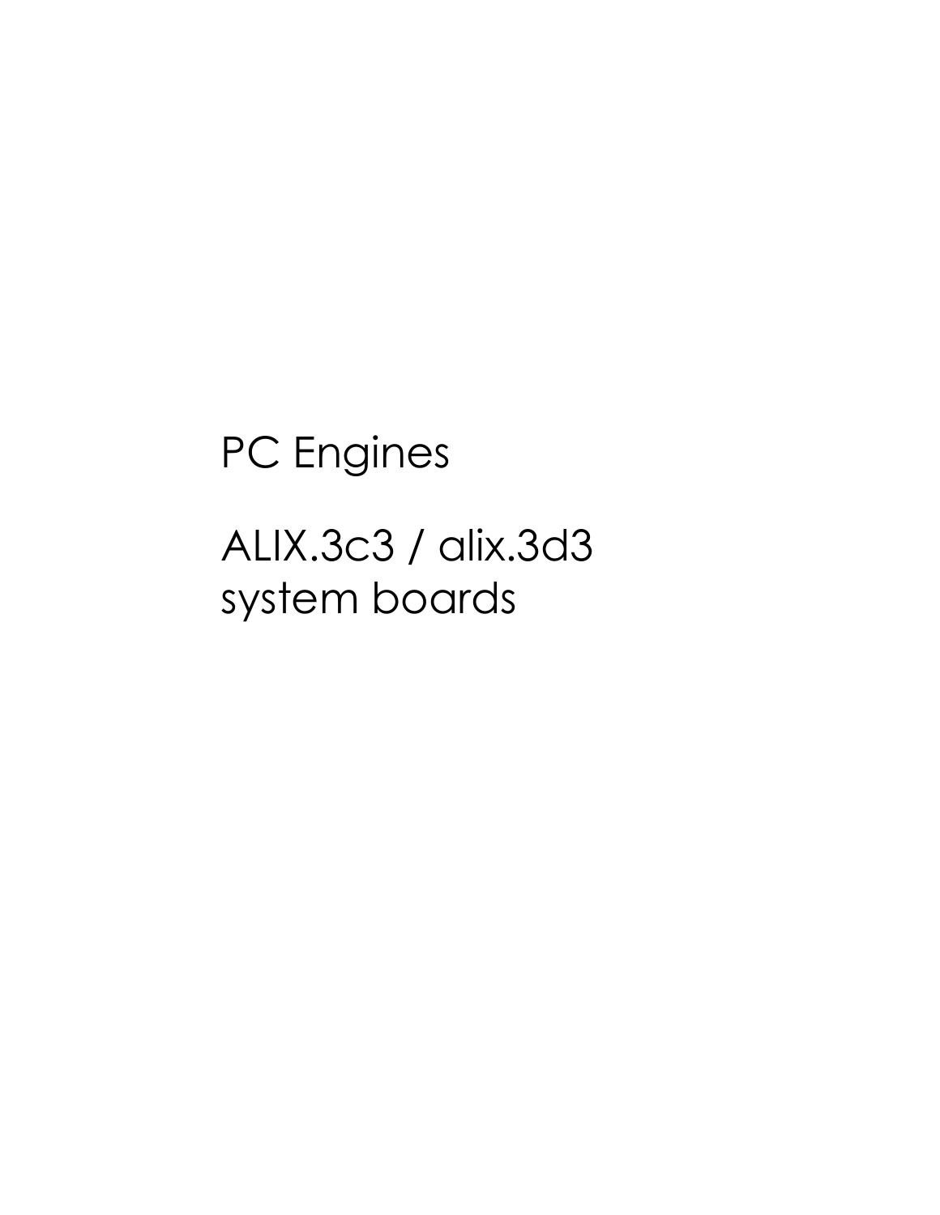# PC Engines

# ALIX.3c3 / alix.3d3 system boards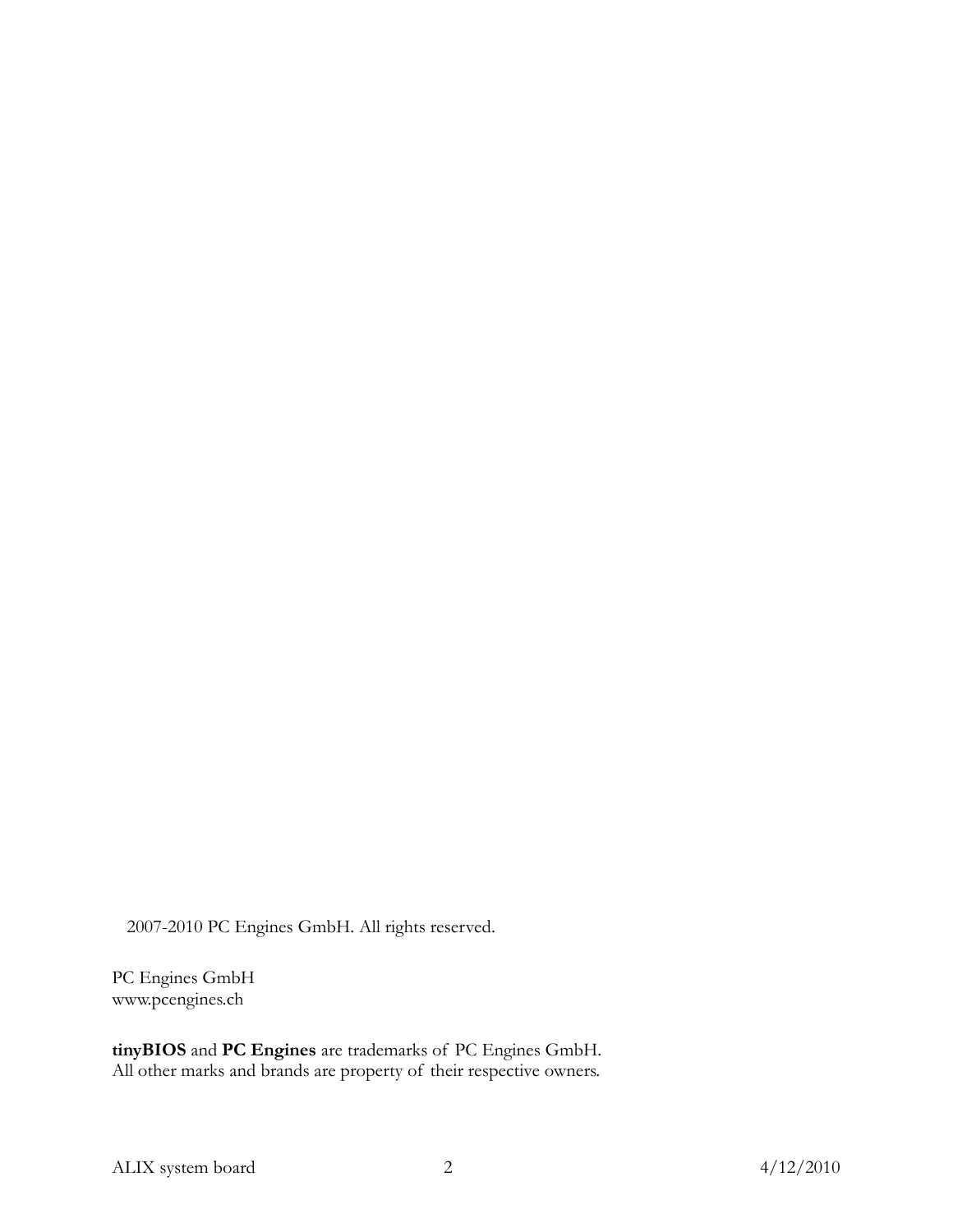2007-2010 PC Engines GmbH. All rights reserved.

PC Engines GmbH
www.pcengines.ch

**tinyBIOS** and **PC Engines** are trademarks of PC Engines GmbH.
All other marks and brands are property of their respective owners.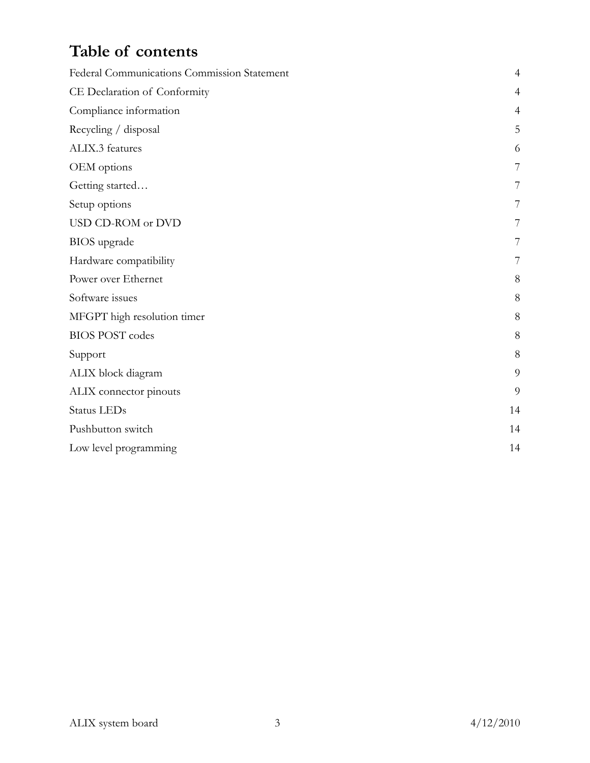# Table of contents

| | |
|---|---|
| Federal Communications Commission Statement | 4 |
| CE Declaration of Conformity | 4 |
| Compliance information | 4 |
| Recycling / disposal | 5 |
| ALIX.3 features | 6 |
| OEM options | 7 |
| Getting started… | 7 |
| Setup options | 7 |
| USD CD-ROM or DVD | 7 |
| BIOS upgrade | 7 |
| Hardware compatibility | 7 |
| Power over Ethernet | 8 |
| Software issues | 8 |
| MFGPT high resolution timer | 8 |
| BIOS POST codes | 8 |
| Support | 8 |
| ALIX block diagram | 9 |
| ALIX connector pinouts | 9 |
| Status LEDs | 14 |
| Pushbutton switch | 14 |
| Low level programming | 14 |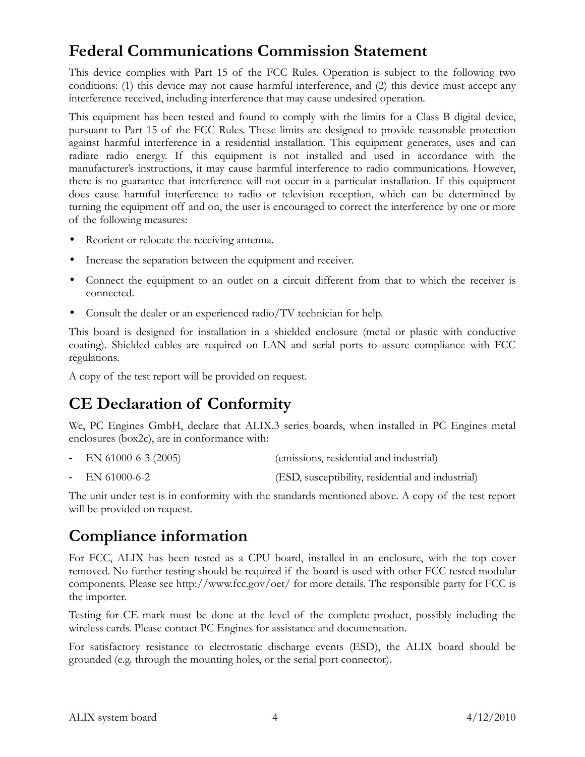## Federal Communications Commission Statement

This device complies with Part 15 of the FCC Rules. Operation is subject to the following two conditions: (1) this device may not cause harmful interference, and (2) this device must accept any interference received, including interference that may cause undesired operation.

This equipment has been tested and found to comply with the limits for a Class B digital device, pursuant to Part 15 of the FCC Rules. These limits are designed to provide reasonable protection against harmful interference in a residential installation. This equipment generates, uses and can radiate radio energy. If this equipment is not installed and used in accordance with the manufacturer's instructions, it may cause harmful interference to radio communications. However, there is no guarantee that interference will not occur in a particular installation. If this equipment does cause harmful interference to radio or television reception, which can be determined by turning the equipment off and on, the user is encouraged to correct the interference by one or more of the following measures:

- Reorient or relocate the receiving antenna.
- Increase the separation between the equipment and receiver.
- Connect the equipment to an outlet on a circuit different from that to which the receiver is connected.
- Consult the dealer or an experienced radio/TV technician for help.

This board is designed for installation in a shielded enclosure (metal or plastic with conductive coating). Shielded cables are required on LAN and serial ports to assure compliance with FCC regulations.

A copy of the test report will be provided on request.

## CE Declaration of Conformity

We, PC Engines GmbH, declare that ALIX.3 series boards, when installed in PC Engines metal enclosures (box2c), are in conformance with:

- EN 61000-6-3 (2005) (emissions, residential and industrial)
- EN 61000-6-2 (ESD, susceptibility, residential and industrial)

The unit under test is in conformity with the standards mentioned above. A copy of the test report will be provided on request.

## Compliance information

For FCC, ALIX has been tested as a CPU board, installed in an enclosure, with the top cover removed. No further testing should be required if the board is used with other FCC tested modular components. Please see http://www.fcc.gov/oet/ for more details. The responsible party for FCC is the importer.

Testing for CE mark must be done at the level of the complete product, possibly including the wireless cards. Please contact PC Engines for assistance and documentation.

For satisfactory resistance to electrostatic discharge events (ESD), the ALIX board should be grounded (e.g. through the mounting holes, or the serial port connector).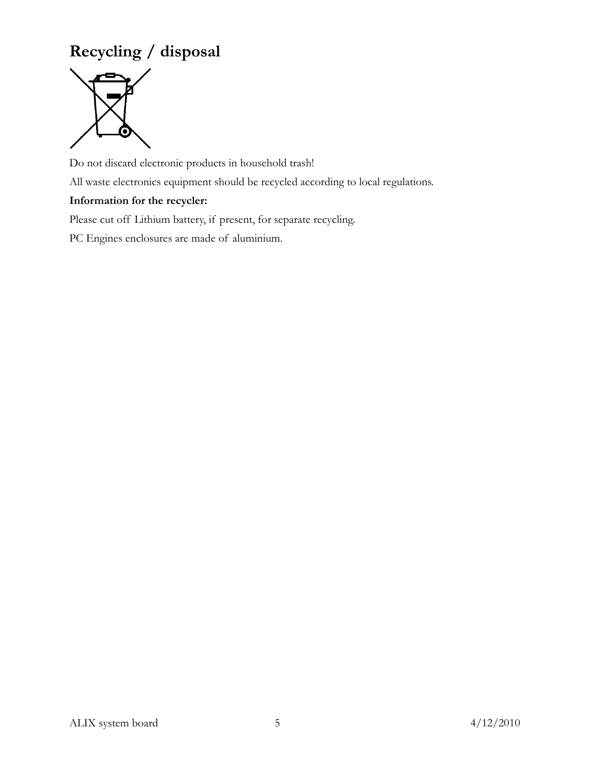# Recycling / disposal

Do not discard electronic products in household trash!

All waste electronics equipment should be recycled according to local regulations.

**Information for the recycler:**

Please cut off Lithium battery, if present, for separate recycling.

PC Engines enclosures are made of aluminium.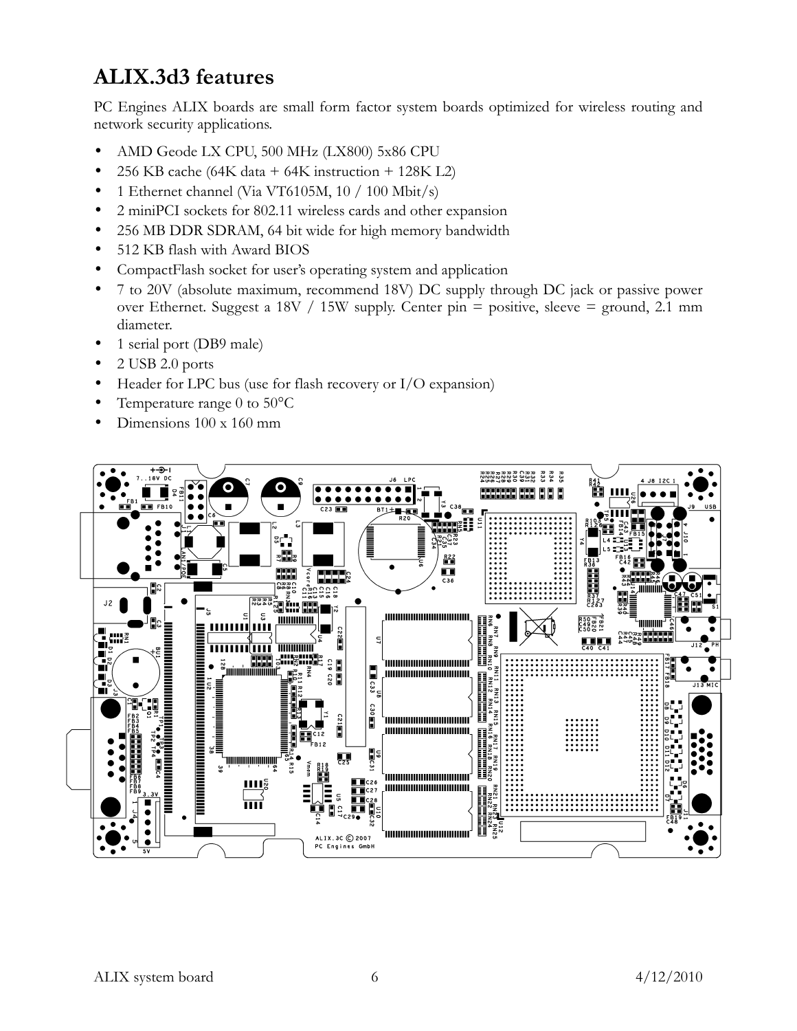# ALIX.3d3 features

PC Engines ALIX boards are small form factor system boards optimized for wireless routing and network security applications.

- AMD Geode LX CPU, 500 MHz (LX800) 5x86 CPU
- 256 KB cache (64K data + 64K instruction + 128K L2)
- 1 Ethernet channel (Via VT6105M, 10 / 100 Mbit/s)
- 2 miniPCI sockets for 802.11 wireless cards and other expansion
- 256 MB DDR SDRAM, 64 bit wide for high memory bandwidth
- 512 KB flash with Award BIOS
- CompactFlash socket for user's operating system and application
- 7 to 20V (absolute maximum, recommend 18V) DC supply through DC jack or passive power over Ethernet. Suggest a 18V / 15W supply. Center pin = positive, sleeve = ground, 2.1 mm diameter.
- 1 serial port (DB9 male)
- 2 USB 2.0 ports
- Header for LPC bus (use for flash recovery or I/O expansion)
- Temperature range 0 to 50°C
- Dimensions 100 x 160 mm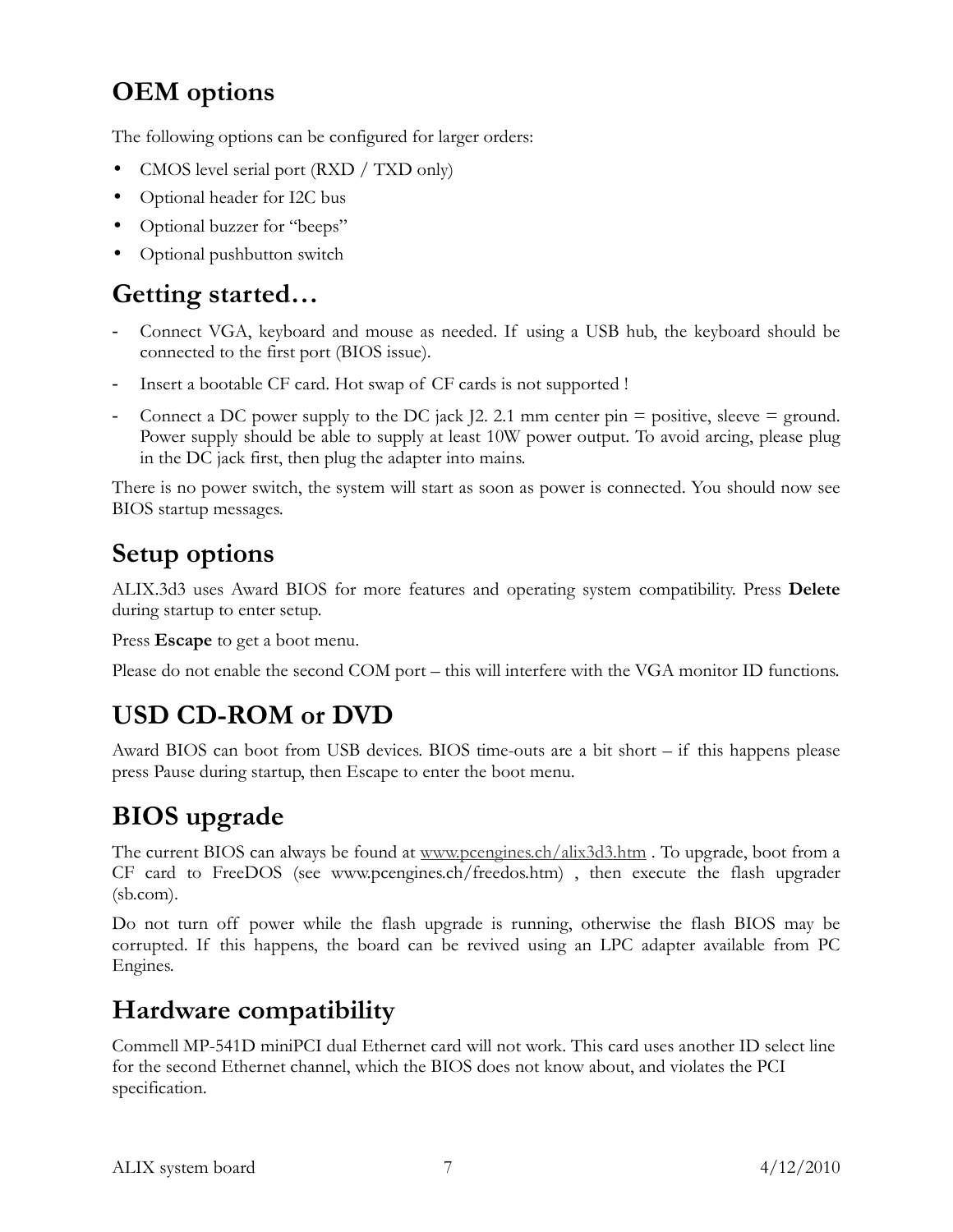## OEM options

The following options can be configured for larger orders:

- CMOS level serial port (RXD / TXD only)
- Optional header for I2C bus
- Optional buzzer for "beeps"
- Optional pushbutton switch

## Getting started…

- Connect VGA, keyboard and mouse as needed. If using a USB hub, the keyboard should be connected to the first port (BIOS issue).
- Insert a bootable CF card. Hot swap of CF cards is not supported !
- Connect a DC power supply to the DC jack J2. 2.1 mm center pin = positive, sleeve = ground. Power supply should be able to supply at least 10W power output. To avoid arcing, please plug in the DC jack first, then plug the adapter into mains.

There is no power switch, the system will start as soon as power is connected. You should now see BIOS startup messages.

## Setup options

ALIX.3d3 uses Award BIOS for more features and operating system compatibility. Press **Delete** during startup to enter setup.

Press **Escape** to get a boot menu.

Please do not enable the second COM port – this will interfere with the VGA monitor ID functions.

## USD CD-ROM or DVD

Award BIOS can boot from USB devices. BIOS time-outs are a bit short – if this happens please press Pause during startup, then Escape to enter the boot menu.

## BIOS upgrade

The current BIOS can always be found at www.pcengines.ch/alix3d3.htm . To upgrade, boot from a CF card to FreeDOS (see www.pcengines.ch/freedos.htm) , then execute the flash upgrader (sb.com).

Do not turn off power while the flash upgrade is running, otherwise the flash BIOS may be corrupted. If this happens, the board can be revived using an LPC adapter available from PC Engines.

## Hardware compatibility

Commell MP-541D miniPCI dual Ethernet card will not work. This card uses another ID select line for the second Ethernet channel, which the BIOS does not know about, and violates the PCI specification.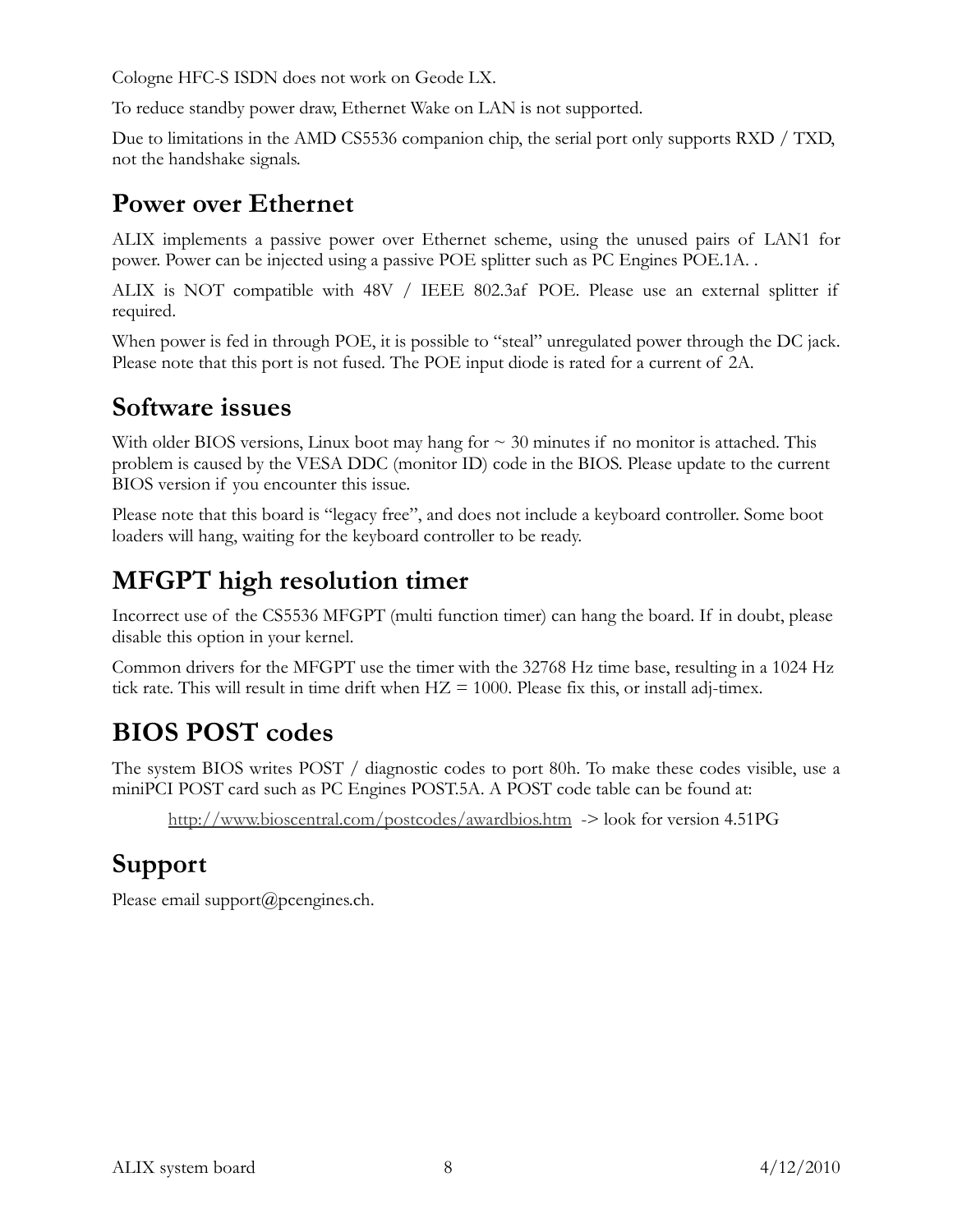Cologne HFC-S ISDN does not work on Geode LX.

To reduce standby power draw, Ethernet Wake on LAN is not supported.

Due to limitations in the AMD CS5536 companion chip, the serial port only supports RXD / TXD, not the handshake signals.

## Power over Ethernet

ALIX implements a passive power over Ethernet scheme, using the unused pairs of LAN1 for power. Power can be injected using a passive POE splitter such as PC Engines POE.1A. .

ALIX is NOT compatible with 48V / IEEE 802.3af POE. Please use an external splitter if required.

When power is fed in through POE, it is possible to "steal" unregulated power through the DC jack. Please note that this port is not fused. The POE input diode is rated for a current of 2A.

## Software issues

With older BIOS versions, Linux boot may hang for ~ 30 minutes if no monitor is attached. This problem is caused by the VESA DDC (monitor ID) code in the BIOS. Please update to the current BIOS version if you encounter this issue.

Please note that this board is "legacy free", and does not include a keyboard controller. Some boot loaders will hang, waiting for the keyboard controller to be ready.

## MFGPT high resolution timer

Incorrect use of the CS5536 MFGPT (multi function timer) can hang the board. If in doubt, please disable this option in your kernel.

Common drivers for the MFGPT use the timer with the 32768 Hz time base, resulting in a 1024 Hz tick rate. This will result in time drift when HZ = 1000. Please fix this, or install adj-timex.

## BIOS POST codes

The system BIOS writes POST / diagnostic codes to port 80h. To make these codes visible, use a miniPCI POST card such as PC Engines POST.5A. A POST code table can be found at:

http://www.bioscentral.com/postcodes/awardbios.htm -> look for version 4.51PG

## Support

Please email support@pcengines.ch.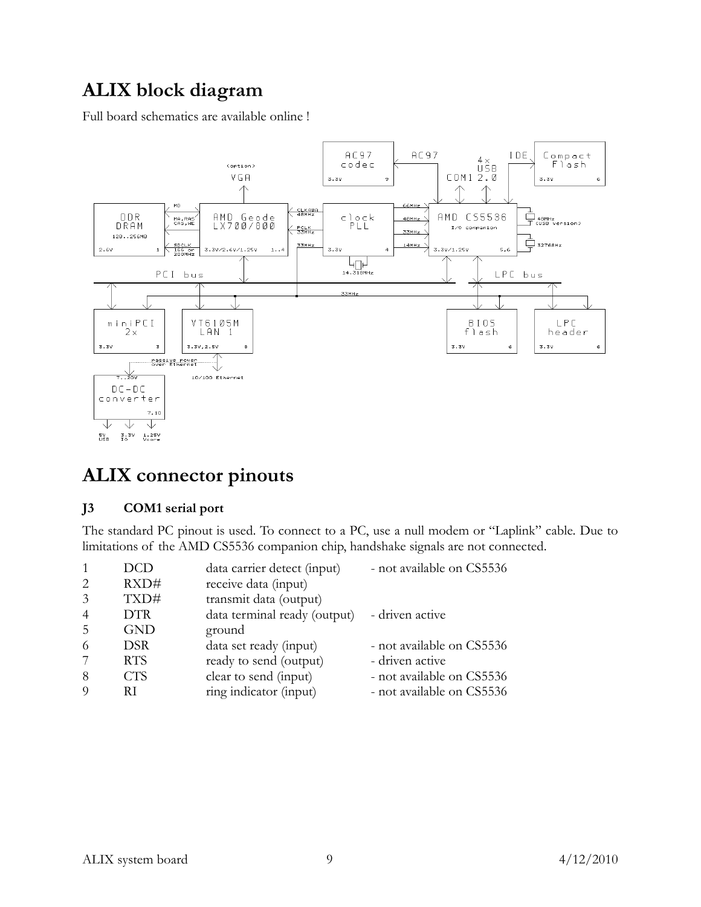# ALIX block diagram

Full board schematics are available online !

# ALIX connector pinouts

### J3 COM1 serial port

The standard PC pinout is used. To connect to a PC, use a null modem or "Laplink" cable. Due to limitations of the AMD CS5536 companion chip, handshake signals are not connected.

| | | | |
|---|---|---|---|
| 1 | DCD | data carrier detect (input) | - not available on CS5536 |
| 2 | RXD# | receive data (input) | |
| 3 | TXD# | transmit data (output) | |
| 4 | DTR | data terminal ready (output) | - driven active |
| 5 | GND | ground | |
| 6 | DSR | data set ready (input) | - not available on CS5536 |
| 7 | RTS | ready to send (output) | - driven active |
| 8 | CTS | clear to send (input) | - not available on CS5536 |
| 9 | RI | ring indicator (input) | - not available on CS5536 |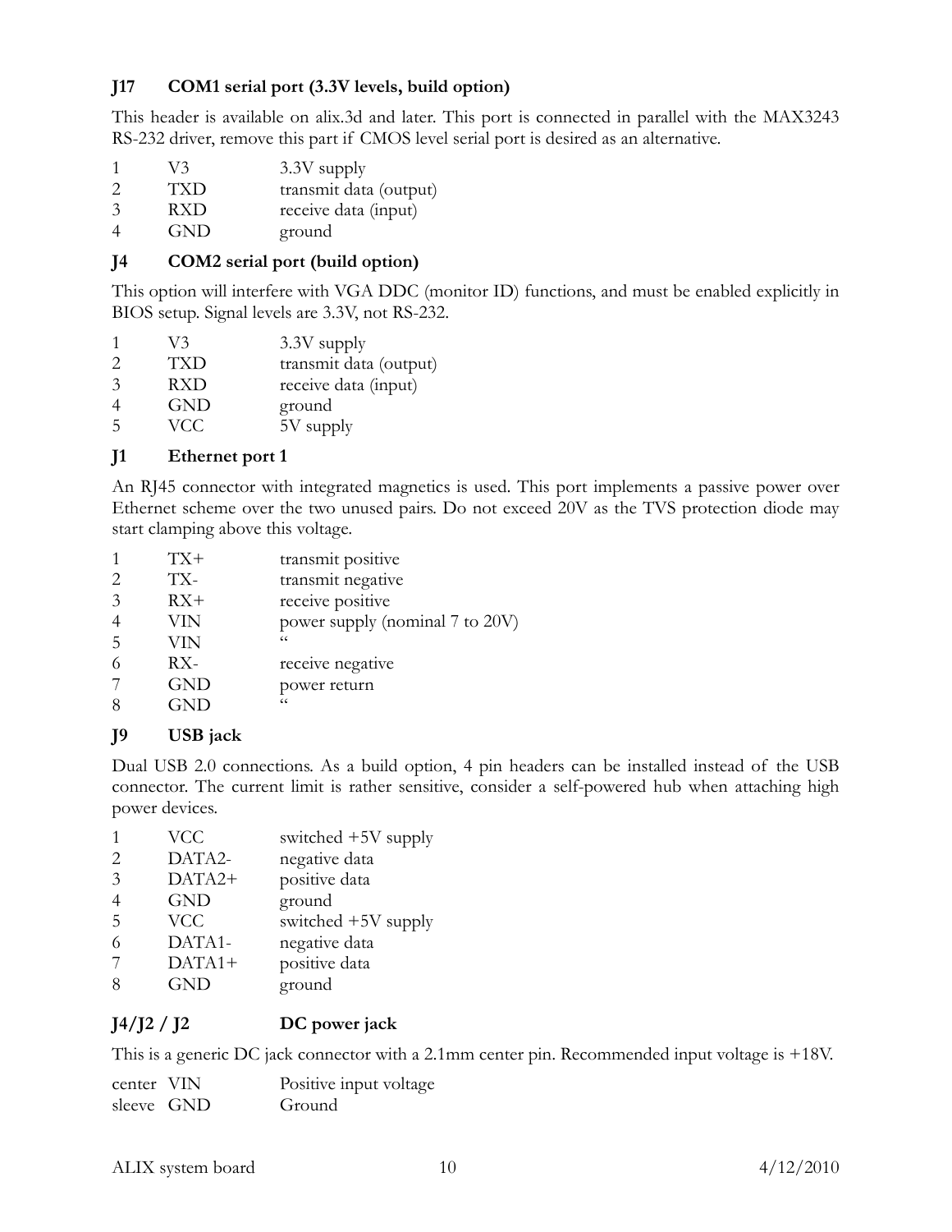### J17 COM1 serial port (3.3V levels, build option)

This header is available on alix.3d and later. This port is connected in parallel with the MAX3243 RS-232 driver, remove this part if CMOS level serial port is desired as an alternative.

| | | |
|---|---|---|
| 1 | V3 | 3.3V supply |
| 2 | TXD | transmit data (output) |
| 3 | RXD | receive data (input) |
| 4 | GND | ground |

### J4 COM2 serial port (build option)

This option will interfere with VGA DDC (monitor ID) functions, and must be enabled explicitly in BIOS setup. Signal levels are 3.3V, not RS-232.

| | | |
|---|---|---|
| 1 | V3 | 3.3V supply |
| 2 | TXD | transmit data (output) |
| 3 | RXD | receive data (input) |
| 4 | GND | ground |
| 5 | VCC | 5V supply |

### J1 Ethernet port 1

An RJ45 connector with integrated magnetics is used. This port implements a passive power over Ethernet scheme over the two unused pairs. Do not exceed 20V as the TVS protection diode may start clamping above this voltage.

| | | |
|---|---|---|
| 1 | TX+ | transmit positive |
| 2 | TX- | transmit negative |
| 3 | RX+ | receive positive |
| 4 | VIN | power supply (nominal 7 to 20V) |
| 5 | VIN | “ |
| 6 | RX- | receive negative |
| 7 | GND | power return |
| 8 | GND | “ |

### J9 USB jack

Dual USB 2.0 connections. As a build option, 4 pin headers can be installed instead of the USB connector. The current limit is rather sensitive, consider a self-powered hub when attaching high power devices.

| | | |
|---|---|---|
| 1 | VCC | switched +5V supply |
| 2 | DATA2- | negative data |
| 3 | DATA2+ | positive data |
| 4 | GND | ground |
| 5 | VCC | switched +5V supply |
| 6 | DATA1- | negative data |
| 7 | DATA1+ | positive data |
| 8 | GND | ground |

### J4/J2 / J2 DC power jack

This is a generic DC jack connector with a 2.1mm center pin. Recommended input voltage is +18V.

| | | |
|---|---|---|
| center | VIN | Positive input voltage |
| sleeve | GND | Ground |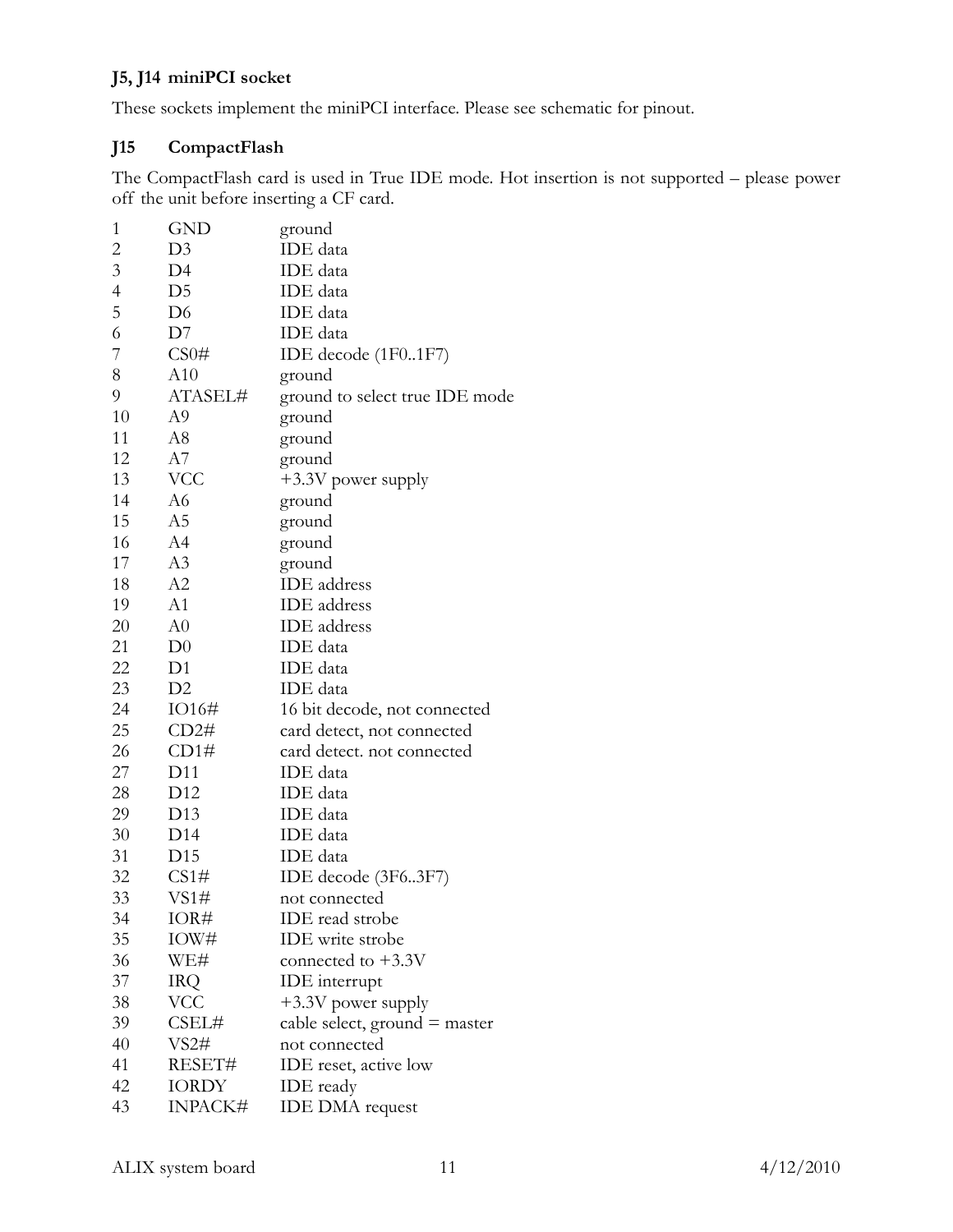### J5, J14 miniPCI socket

These sockets implement the miniPCI interface. Please see schematic for pinout.

### J15 CompactFlash

The CompactFlash card is used in True IDE mode. Hot insertion is not supported – please power off the unit before inserting a CF card.

| Pin | Signal | Description |
|---|---|---|
| 1 | GND | ground |
| 2 | D3 | IDE data |
| 3 | D4 | IDE data |
| 4 | D5 | IDE data |
| 5 | D6 | IDE data |
| 6 | D7 | IDE data |
| 7 | CS0# | IDE decode (1F0..1F7) |
| 8 | A10 | ground |
| 9 | ATASEL# | ground to select true IDE mode |
| 10 | A9 | ground |
| 11 | A8 | ground |
| 12 | A7 | ground |
| 13 | VCC | +3.3V power supply |
| 14 | A6 | ground |
| 15 | A5 | ground |
| 16 | A4 | ground |
| 17 | A3 | ground |
| 18 | A2 | IDE address |
| 19 | A1 | IDE address |
| 20 | A0 | IDE address |
| 21 | D0 | IDE data |
| 22 | D1 | IDE data |
| 23 | D2 | IDE data |
| 24 | IO16# | 16 bit decode, not connected |
| 25 | CD2# | card detect, not connected |
| 26 | CD1# | card detect. not connected |
| 27 | D11 | IDE data |
| 28 | D12 | IDE data |
| 29 | D13 | IDE data |
| 30 | D14 | IDE data |
| 31 | D15 | IDE data |
| 32 | CS1# | IDE decode (3F6..3F7) |
| 33 | VS1# | not connected |
| 34 | IOR# | IDE read strobe |
| 35 | IOW# | IDE write strobe |
| 36 | WE# | connected to +3.3V |
| 37 | IRQ | IDE interrupt |
| 38 | VCC | +3.3V power supply |
| 39 | CSEL# | cable select, ground = master |
| 40 | VS2# | not connected |
| 41 | RESET# | IDE reset, active low |
| 42 | IORDY | IDE ready |
| 43 | INPACK# | IDE DMA request |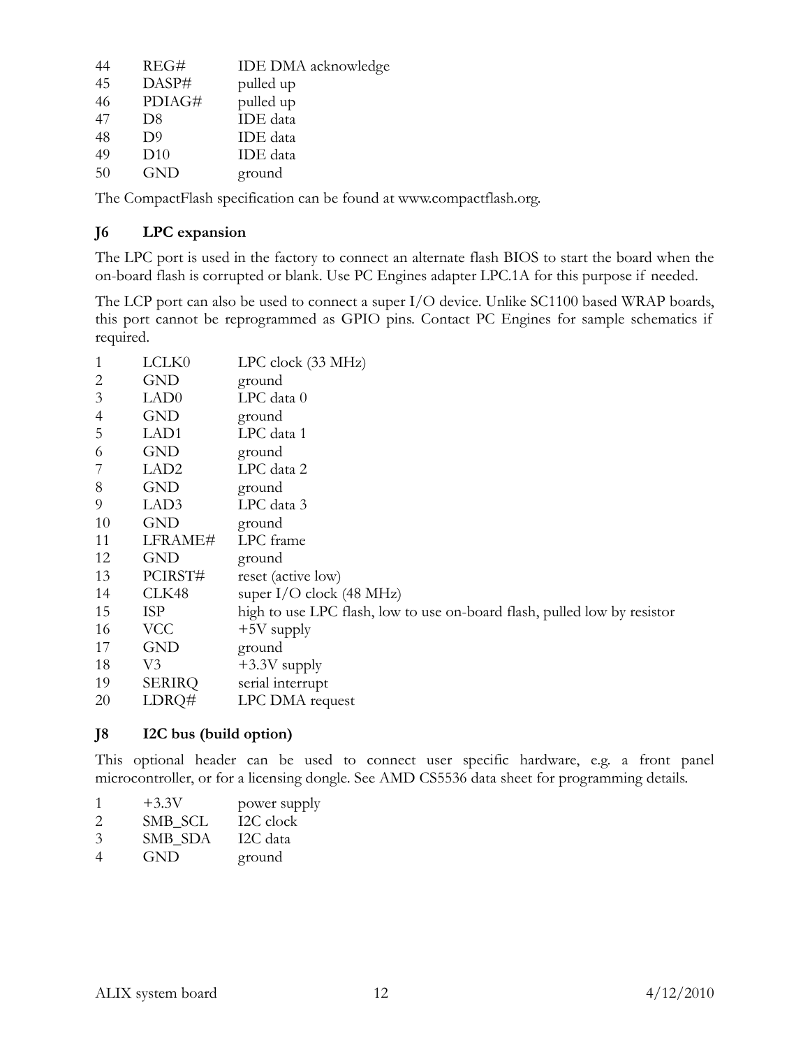| | | |
|---|---|---|
| 44 | REG# | IDE DMA acknowledge |
| 45 | DASP# | pulled up |
| 46 | PDIAG# | pulled up |
| 47 | D8 | IDE data |
| 48 | D9 | IDE data |
| 49 | D10 | IDE data |
| 50 | GND | ground |

The CompactFlash specification can be found at www.compactflash.org.

### J6 LPC expansion

The LPC port is used in the factory to connect an alternate flash BIOS to start the board when the on-board flash is corrupted or blank. Use PC Engines adapter LPC.1A for this purpose if needed.

The LCP port can also be used to connect a super I/O device. Unlike SC1100 based WRAP boards, this port cannot be reprogrammed as GPIO pins. Contact PC Engines for sample schematics if required.

| | | |
|---|---|---|
| 1 | LCLK0 | LPC clock (33 MHz) |
| 2 | GND | ground |
| 3 | LAD0 | LPC data 0 |
| 4 | GND | ground |
| 5 | LAD1 | LPC data 1 |
| 6 | GND | ground |
| 7 | LAD2 | LPC data 2 |
| 8 | GND | ground |
| 9 | LAD3 | LPC data 3 |
| 10 | GND | ground |
| 11 | LFRAME# | LPC frame |
| 12 | GND | ground |
| 13 | PCIRST# | reset (active low) |
| 14 | CLK48 | super I/O clock (48 MHz) |
| 15 | ISP | high to use LPC flash, low to use on-board flash, pulled low by resistor |
| 16 | VCC | +5V supply |
| 17 | GND | ground |
| 18 | V3 | +3.3V supply |
| 19 | SERIRQ | serial interrupt |
| 20 | LDRQ# | LPC DMA request |

### J8 I2C bus (build option)

This optional header can be used to connect user specific hardware, e.g. a front panel microcontroller, or for a licensing dongle. See AMD CS5536 data sheet for programming details.

| | | |
|---|---|---|
| 1 | +3.3V | power supply |
| 2 | SMB_SCL | I2C clock |
| 3 | SMB_SDA | I2C data |
| 4 | GND | ground |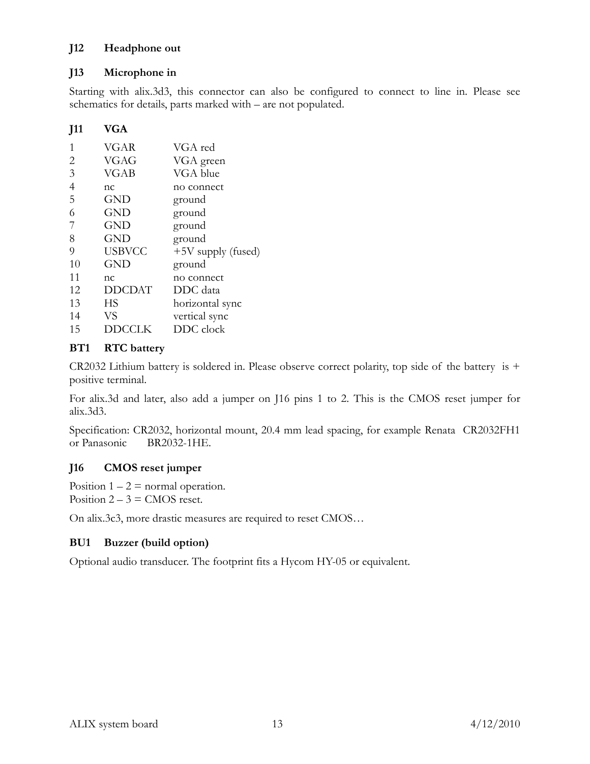### J12 Headphone out

### J13 Microphone in

Starting with alix.3d3, this connector can also be configured to connect to line in. Please see schematics for details, parts marked with – are not populated.

### J11 VGA

| Pin | Signal | Description |
|---|---|---|
| 1 | VGAR | VGA red |
| 2 | VGAG | VGA green |
| 3 | VGAB | VGA blue |
| 4 | nc | no connect |
| 5 | GND | ground |
| 6 | GND | ground |
| 7 | GND | ground |
| 8 | GND | ground |
| 9 | USBVCC | +5V supply (fused) |
| 10 | GND | ground |
| 11 | nc | no connect |
| 12 | DDCDAT | DDC data |
| 13 | HS | horizontal sync |
| 14 | VS | vertical sync |
| 15 | DDCCLK | DDC clock |

### BT1 RTC battery

CR2032 Lithium battery is soldered in. Please observe correct polarity, top side of the battery is + positive terminal.

For alix.3d and later, also add a jumper on J16 pins 1 to 2. This is the CMOS reset jumper for alix.3d3.

Specification: CR2032, horizontal mount, 20.4 mm lead spacing, for example Renata CR2032FH1 or Panasonic BR2032-1HE.

### J16 CMOS reset jumper

Position 1 – 2 = normal operation.
Position 2 – 3 = CMOS reset.

On alix.3c3, more drastic measures are required to reset CMOS…

### BU1 Buzzer (build option)

Optional audio transducer. The footprint fits a Hycom HY-05 or equivalent.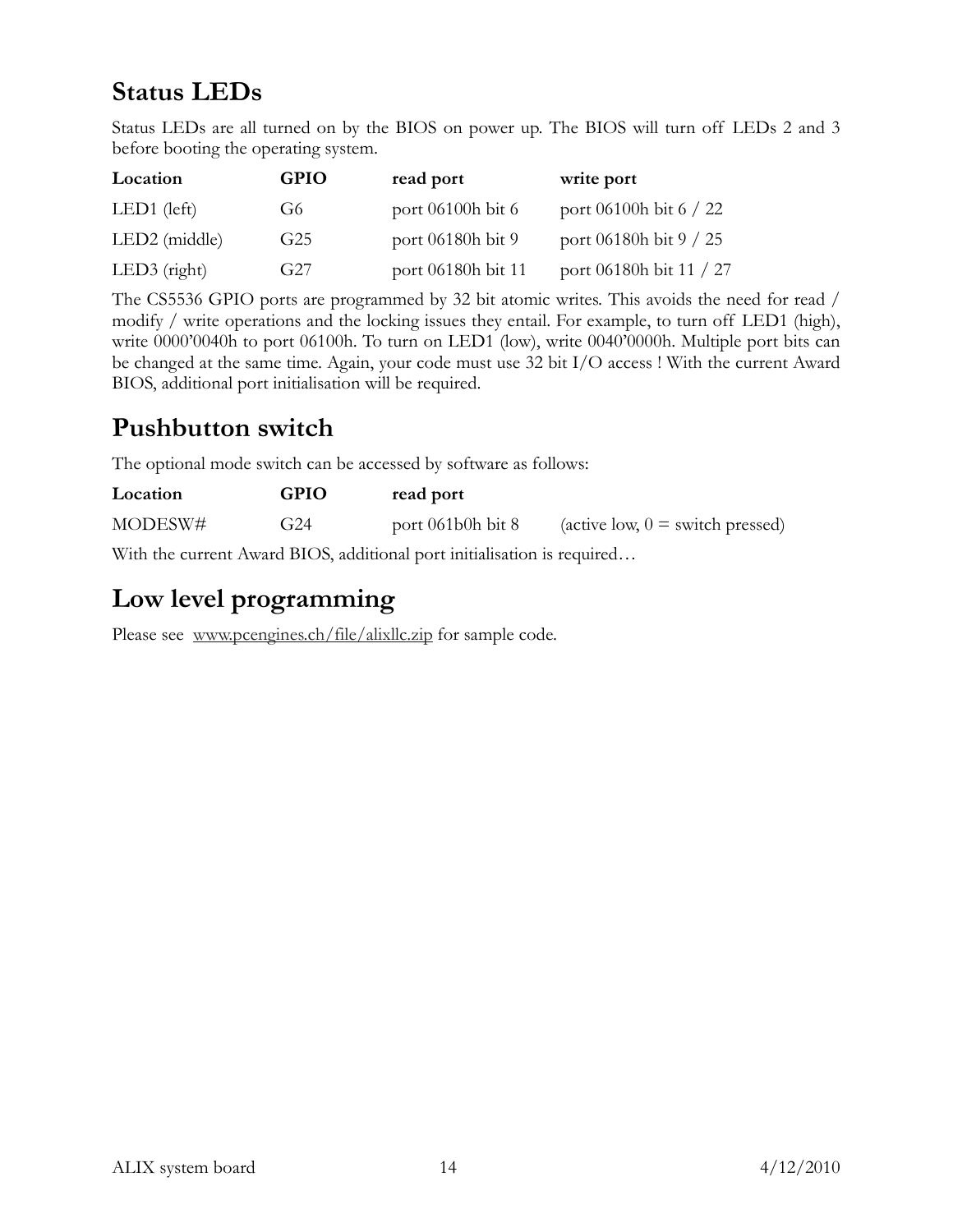## Status LEDs

Status LEDs are all turned on by the BIOS on power up. The BIOS will turn off LEDs 2 and 3 before booting the operating system.

| Location | GPIO | read port | write port |
|---|---|---|---|
| LED1 (left) | G6 | port 06100h bit 6 | port 06100h bit 6 / 22 |
| LED2 (middle) | G25 | port 06180h bit 9 | port 06180h bit 9 / 25 |
| LED3 (right) | G27 | port 06180h bit 11 | port 06180h bit 11 / 27 |

The CS5536 GPIO ports are programmed by 32 bit atomic writes. This avoids the need for read / modify / write operations and the locking issues they entail. For example, to turn off LED1 (high), write 0000'0040h to port 06100h. To turn on LED1 (low), write 0040'0000h. Multiple port bits can be changed at the same time. Again, your code must use 32 bit I/O access ! With the current Award BIOS, additional port initialisation will be required.

## Pushbutton switch

The optional mode switch can be accessed by software as follows:

| Location | GPIO | read port | |
|---|---|---|---|
| MODESW# | G24 | port 061b0h bit 8 | (active low, 0 = switch pressed) |

With the current Award BIOS, additional port initialisation is required…

## Low level programming

Please see www.pcengines.ch/file/alixllc.zip for sample code.